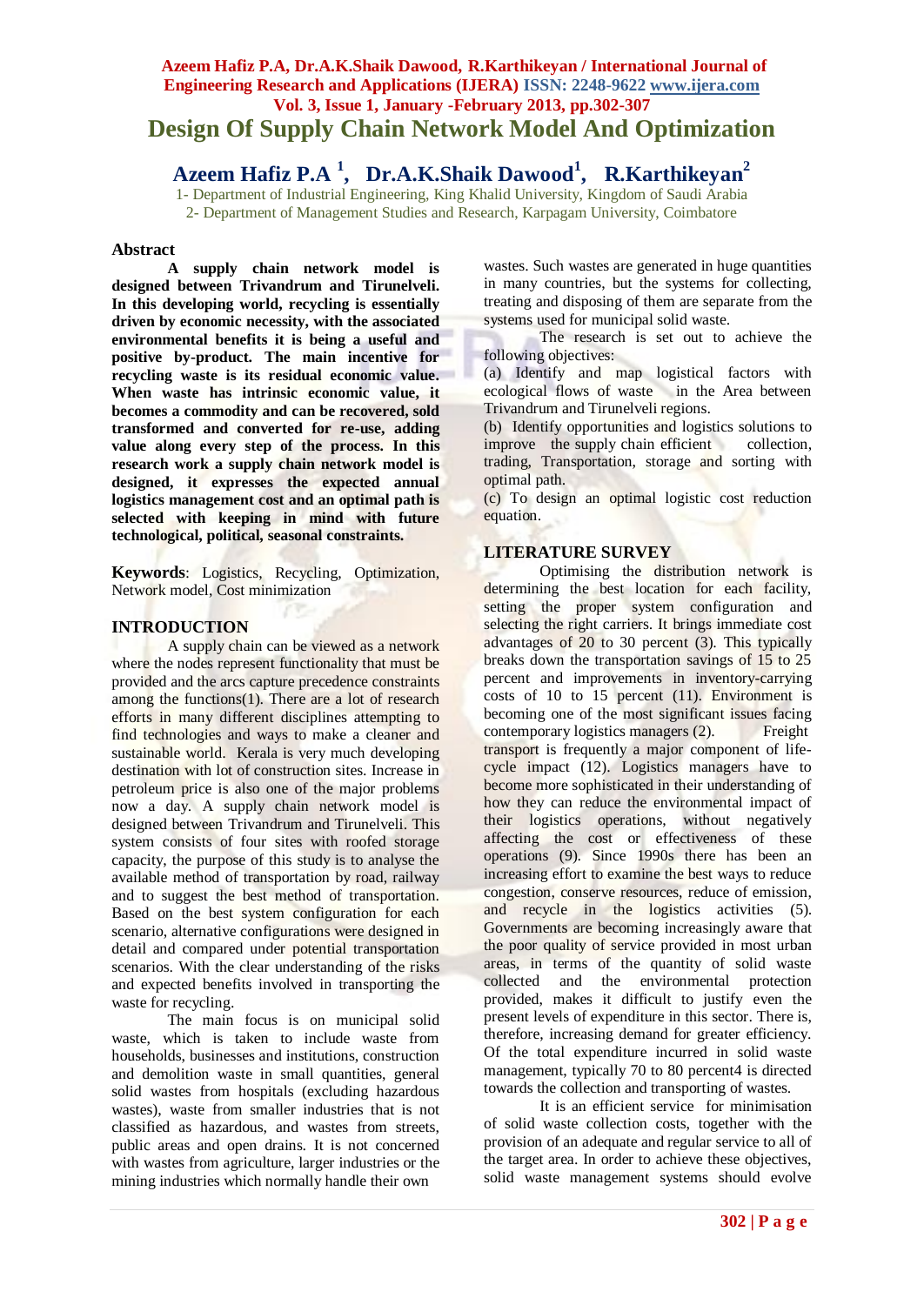# Design Of Supply Chain Network Model And Optimization

**Azeem Hafiz P.A [1], Dr.A.K.Shaik Dawood[1], R.Karthikeyan[2]**

1- Department of Industrial Engineering, King Khalid University, Kingdom of Saudi Arabia
2- Department of Management Studies and Research, Karpagam University, Coimbatore

## Abstract

**A supply chain network model is designed between Trivandrum and Tirunelveli. In this developing world, recycling is essentially driven by economic necessity, with the associated environmental benefits it is being a useful and positive by-product. The main incentive for recycling waste is its residual economic value. When waste has intrinsic economic value, it becomes a commodity and can be recovered, sold transformed and converted for re-use, adding value along every step of the process. In this research work a supply chain network model is designed, it expresses the expected annual logistics management cost and an optimal path is selected with keeping in mind with future technological, political, seasonal constraints.**

**Keywords**: Logistics, Recycling, Optimization, Network model, Cost minimization

## INTRODUCTION

A supply chain can be viewed as a network where the nodes represent functionality that must be provided and the arcs capture precedence constraints among the functions(1). There are a lot of research efforts in many different disciplines attempting to find technologies and ways to make a cleaner and sustainable world. Kerala is very much developing destination with lot of construction sites. Increase in petroleum price is also one of the major problems now a day. A supply chain network model is designed between Trivandrum and Tirunelveli. This system consists of four sites with roofed storage capacity, the purpose of this study is to analyse the available method of transportation by road, railway and to suggest the best method of transportation. Based on the best system configuration for each scenario, alternative configurations were designed in detail and compared under potential transportation scenarios. With the clear understanding of the risks and expected benefits involved in transporting the waste for recycling.

The main focus is on municipal solid waste, which is taken to include waste from households, businesses and institutions, construction and demolition waste in small quantities, general solid wastes from hospitals (excluding hazardous wastes), waste from smaller industries that is not classified as hazardous, and wastes from streets, public areas and open drains. It is not concerned with wastes from agriculture, larger industries or the mining industries which normally handle their own wastes. Such wastes are generated in huge quantities in many countries, but the systems for collecting, treating and disposing of them are separate from the systems used for municipal solid waste.

The research is set out to achieve the following objectives:

(a) Identify and map logistical factors with ecological flows of waste in the Area between Trivandrum and Tirunelveli regions.

(b) Identify opportunities and logistics solutions to improve the supply chain efficient collection, trading, Transportation, storage and sorting with optimal path.

(c) To design an optimal logistic cost reduction equation.

## LITERATURE SURVEY

Optimising the distribution network is determining the best location for each facility, setting the proper system configuration and selecting the right carriers. It brings immediate cost advantages of 20 to 30 percent (3). This typically breaks down the transportation savings of 15 to 25 percent and improvements in inventory-carrying costs of 10 to 15 percent (11). Environment is becoming one of the most significant issues facing contemporary logistics managers (2). Freight transport is frequently a major component of life-cycle impact (12). Logistics managers have to become more sophisticated in their understanding of how they can reduce the environmental impact of their logistics operations, without negatively affecting the cost or effectiveness of these operations (9). Since 1990s there has been an increasing effort to examine the best ways to reduce congestion, conserve resources, reduce of emission, and recycle in the logistics activities (5). Governments are becoming increasingly aware that the poor quality of service provided in most urban areas, in terms of the quantity of solid waste collected and the environmental protection provided, makes it difficult to justify even the present levels of expenditure in this sector. There is, therefore, increasing demand for greater efficiency. Of the total expenditure incurred in solid waste management, typically 70 to 80 percent4 is directed towards the collection and transporting of wastes.

It is an efficient service for minimisation of solid waste collection costs, together with the provision of an adequate and regular service to all of the target area. In order to achieve these objectives, solid waste management systems should evolve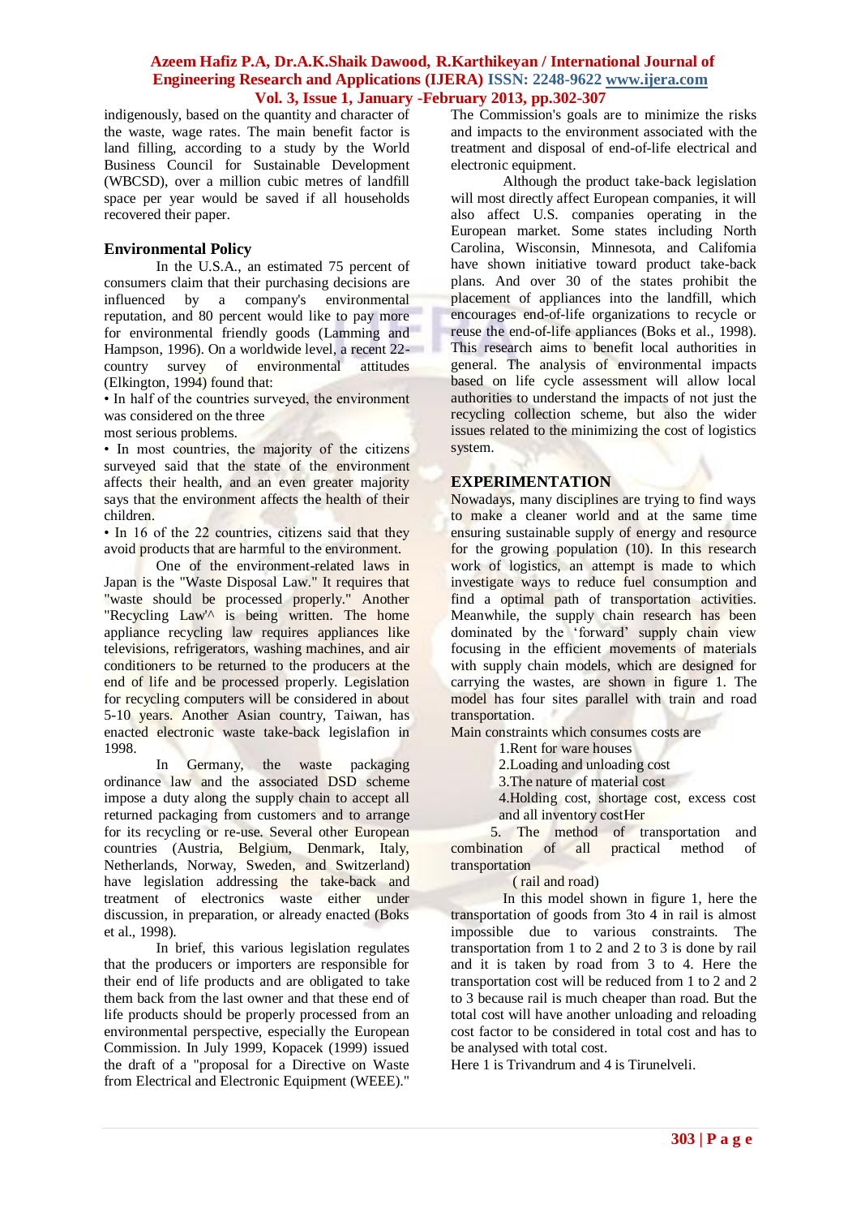indigenously, based on the quantity and character of the waste, wage rates. The main benefit factor is land filling, according to a study by the World Business Council for Sustainable Development (WBCSD), over a million cubic metres of landfill space per year would be saved if all households recovered their paper.

## Environmental Policy

In the U.S.A., an estimated 75 percent of consumers claim that their purchasing decisions are influenced by a company's environmental reputation, and 80 percent would like to pay more for environmental friendly goods (Lamming and Hampson, 1996). On a worldwide level, a recent 22-country survey of environmental attitudes (Elkington, 1994) found that:

• In half of the countries surveyed, the environment was considered on the three most serious problems.

• In most countries, the majority of the citizens surveyed said that the state of the environment affects their health, and an even greater majority says that the environment affects the health of their children.

• In 16 of the 22 countries, citizens said that they avoid products that are harmful to the environment.

One of the environment-related laws in Japan is the "Waste Disposal Law." It requires that "waste should be processed properly." Another "Recycling Law'^ is being written. The home appliance recycling law requires appliances like televisions, refrigerators, washing machines, and air conditioners to be returned to the producers at the end of life and be processed properly. Legislation for recycling computers will be considered in about 5-10 years. Another Asian country, Taiwan, has enacted electronic waste take-back legislafion in 1998.

In Germany, the waste packaging ordinance law and the associated DSD scheme impose a duty along the supply chain to accept all returned packaging from customers and to arrange for its recycling or re-use. Several other European countries (Austria, Belgium, Denmark, Italy, Netherlands, Norway, Sweden, and Switzerland) have legislation addressing the take-back and treatment of electronics waste either under discussion, in preparation, or already enacted (Boks et al., 1998).

In brief, this various legislation regulates that the producers or importers are responsible for their end of life products and are obligated to take them back from the last owner and that these end of life products should be properly processed from an environmental perspective, especially the European Commission. In July 1999, Kopacek (1999) issued the draft of a "proposal for a Directive on Waste from Electrical and Electronic Equipment (WEEE)." The Commission's goals are to minimize the risks and impacts to the environment associated with the treatment and disposal of end-of-life electrical and electronic equipment.

Although the product take-back legislation will most directly affect European companies, it will also affect U.S. companies operating in the European market. Some states including North Carolina, Wisconsin, Minnesota, and Califomia have shown initiative toward product take-back plans. And over 30 of the states prohibit the placement of appliances into the landfill, which encourages end-of-life organizations to recycle or reuse the end-of-life appliances (Boks et al., 1998). This research aims to benefit local authorities in general. The analysis of environmental impacts based on life cycle assessment will allow local authorities to understand the impacts of not just the recycling collection scheme, but also the wider issues related to the minimizing the cost of logistics system.

## EXPERIMENTATION

Nowadays, many disciplines are trying to find ways to make a cleaner world and at the same time ensuring sustainable supply of energy and resource for the growing population (10). In this research work of logistics, an attempt is made to which investigate ways to reduce fuel consumption and find a optimal path of transportation activities. Meanwhile, the supply chain research has been dominated by the 'forward' supply chain view focusing in the efficient movements of materials with supply chain models, which are designed for carrying the wastes, are shown in figure 1. The model has four sites parallel with train and road transportation.

Main constraints which consumes costs are

1.Rent for ware houses
2.Loading and unloading cost
3.The nature of material cost
4.Holding cost, shortage cost, excess cost and all inventory costHer
5. The method of transportation and combination of all practical method of transportation ( rail and road)

In this model shown in figure 1, here the transportation of goods from 3to 4 in rail is almost impossible due to various constraints. The transportation from 1 to 2 and 2 to 3 is done by rail and it is taken by road from 3 to 4. Here the transportation cost will be reduced from 1 to 2 and 2 to 3 because rail is much cheaper than road. But the total cost will have another unloading and reloading cost factor to be considered in total cost and has to be analysed with total cost.

Here 1 is Trivandrum and 4 is Tirunelveli.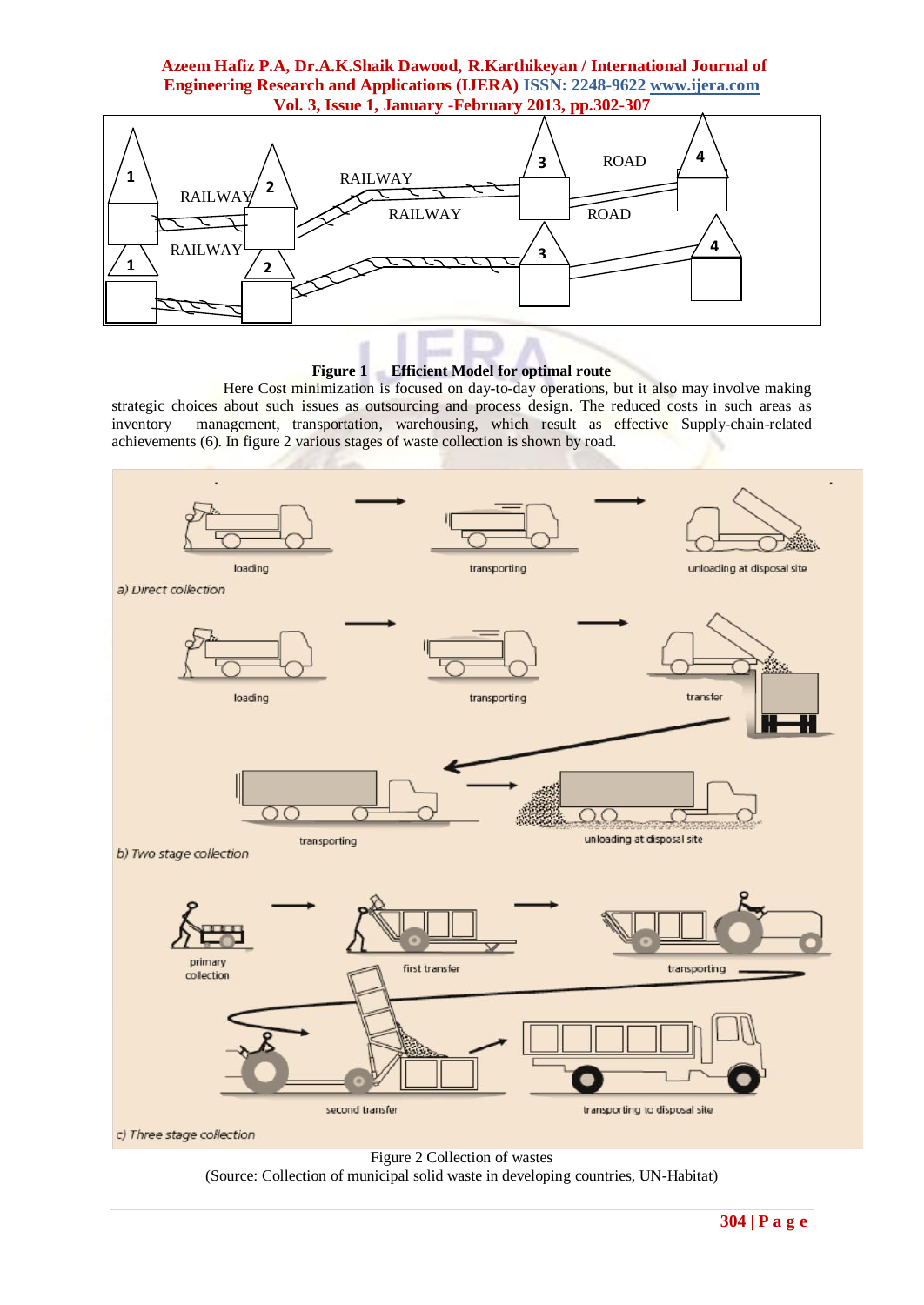**Figure 1 Efficient Model for optimal route**

Here Cost minimization is focused on day-to-day operations, but it also may involve making strategic choices about such issues as outsourcing and process design. The reduced costs in such areas as inventory management, transportation, warehousing, which result as effective Supply-chain-related achievements (6). In figure 2 various stages of waste collection is shown by road.

Figure 2 Collection of wastes
(Source: Collection of municipal solid waste in developing countries, UN-Habitat)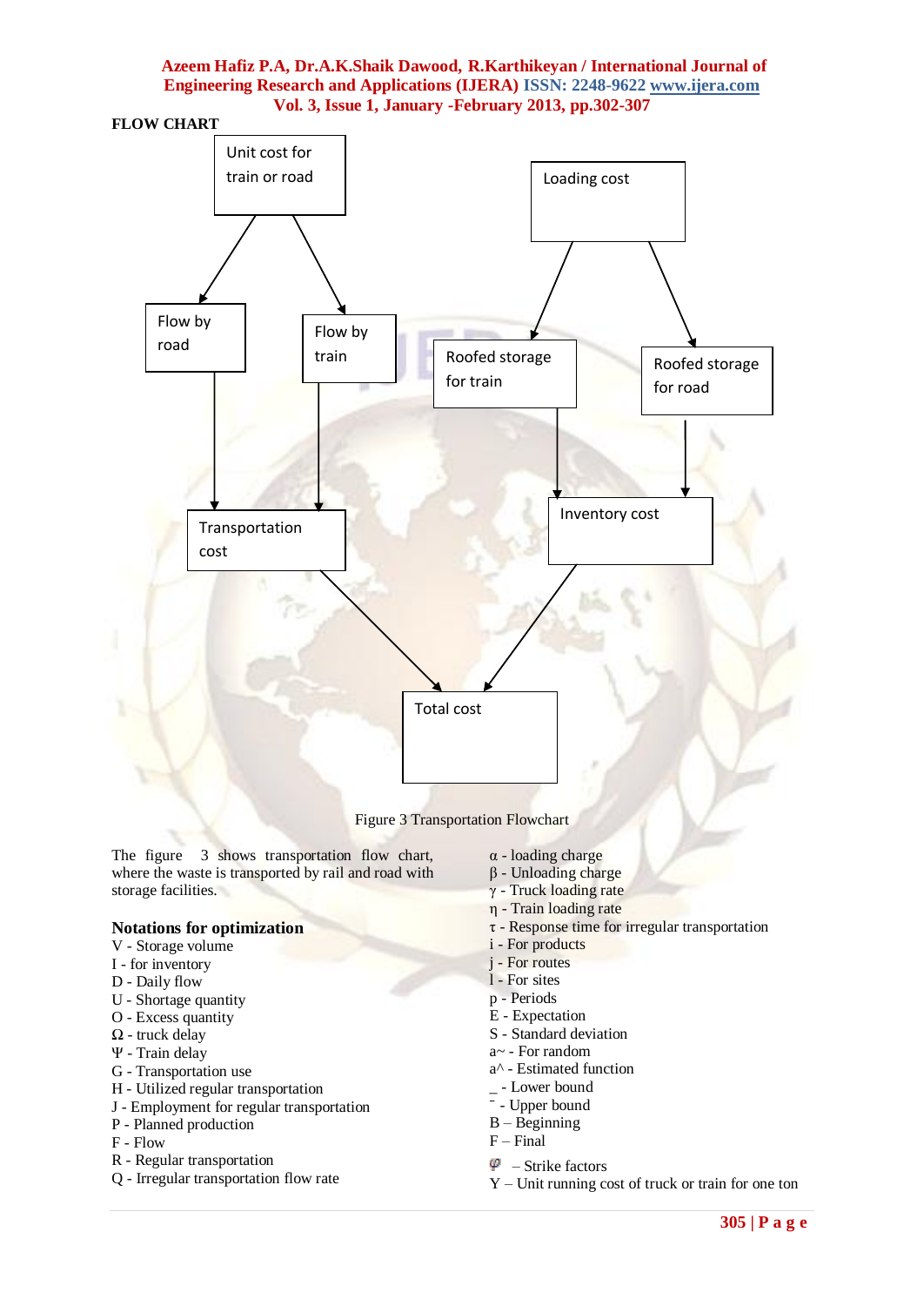**FLOW CHART**

Unit cost for train or road

Flow by road

Flow by train

Loading cost

Roofed storage for train

Roofed storage for road

Transportation cost

Inventory cost

Total cost

Figure 3 Transportation Flowchart

The figure 3 shows transportation flow chart, where the waste is transported by rail and road with storage facilities.

## Notations for optimization

V - Storage volume
I - for inventory
D - Daily flow
U - Shortage quantity
O - Excess quantity
Ω - truck delay
Ψ - Train delay
G - Transportation use
H - Utilized regular transportation
J - Employment for regular transportation
P - Planned production
F - Flow
R - Regular transportation
Q - Irregular transportation flow rate

α - loading charge
β - Unloading charge
γ - Truck loading rate
η - Train loading rate
τ - Response time for irregular transportation
i - For products
j - For routes
l - For sites
p - Periods
E - Expectation
S - Standard deviation
a~ - For random
a^ - Estimated function
_ - Lower bound
¯ - Upper bound
B – Beginning
F – Final
φ – Strike factors
Y – Unit running cost of truck or train for one ton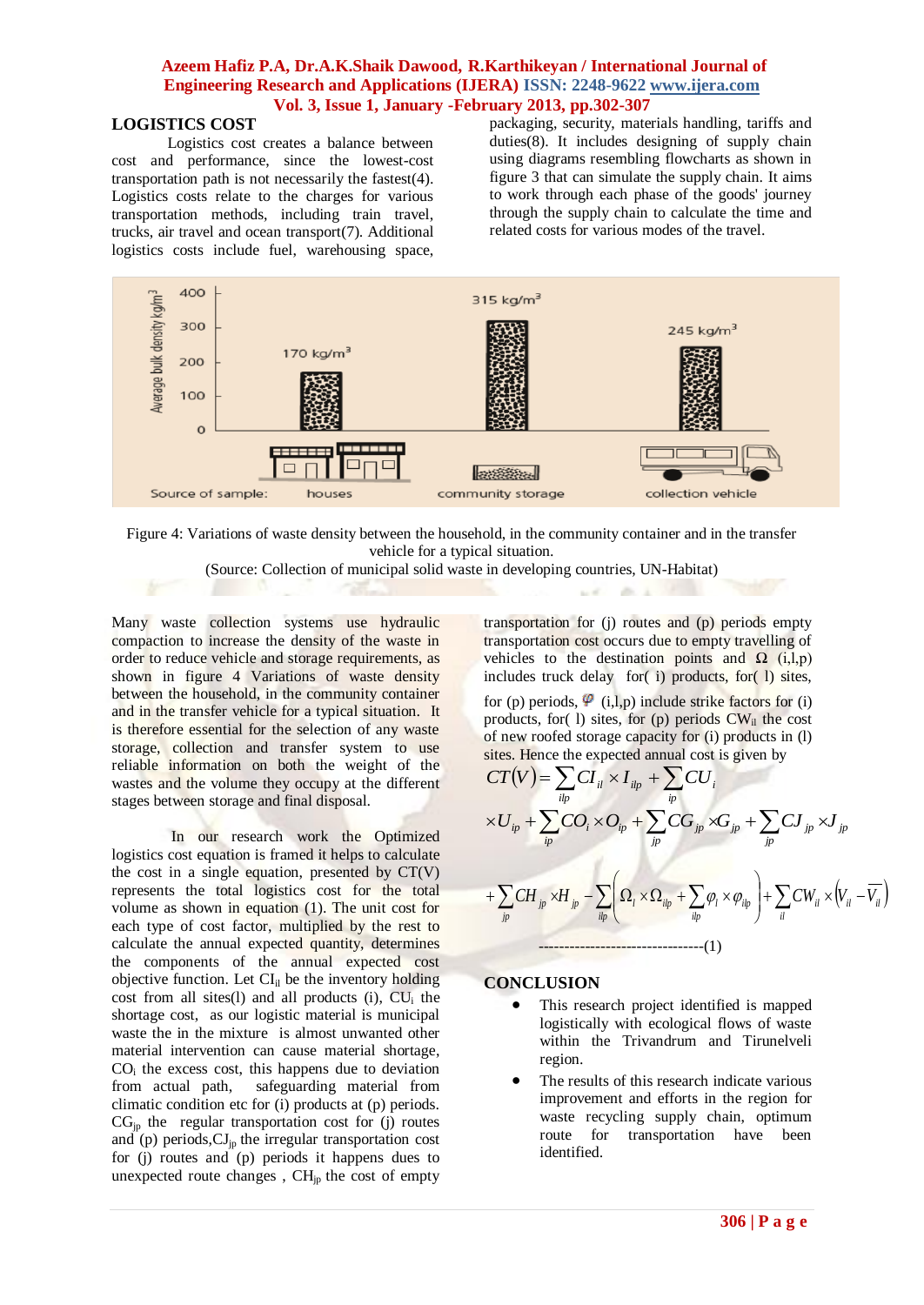## LOGISTICS COST

Logistics cost creates a balance between cost and performance, since the lowest-cost transportation path is not necessarily the fastest(4). Logistics costs relate to the charges for various transportation methods, including train travel, trucks, air travel and ocean transport(7). Additional logistics costs include fuel, warehousing space, packaging, security, materials handling, tariffs and duties(8). It includes designing of supply chain using diagrams resembling flowcharts as shown in figure 3 that can simulate the supply chain. It aims to work through each phase of the goods' journey through the supply chain to calculate the time and related costs for various modes of the travel.

Figure 4: Variations of waste density between the household, in the community container and in the transfer vehicle for a typical situation.
(Source: Collection of municipal solid waste in developing countries, UN-Habitat)

Many waste collection systems use hydraulic compaction to increase the density of the waste in order to reduce vehicle and storage requirements, as shown in figure 4 Variations of waste density between the household, in the community container and in the transfer vehicle for a typical situation. It is therefore essential for the selection of any waste storage, collection and transfer system to use reliable information on both the weight of the wastes and the volume they occupy at the different stages between storage and final disposal.

In our research work the Optimized logistics cost equation is framed it helps to calculate the cost in a single equation, presented by CT(V) represents the total logistics cost for the total volume as shown in equation (1). The unit cost for each type of cost factor, multiplied by the rest to calculate the annual expected quantity, determines the components of the annual expected cost objective function. Let $CI_{il}$ be the inventory holding cost from all sites(l) and all products (i), $CU_i$ the shortage cost, as our logistic material is municipal waste the in the mixture is almost unwanted other material intervention can cause material shortage, $CO_i$ the excess cost, this happens due to deviation from actual path, safeguarding material from climatic condition etc for (i) products at (p) periods. $CG_{jp}$ the regular transportation cost for (j) routes and (p) periods, $CJ_{jp}$ the irregular transportation cost for (j) routes and (p) periods it happens dues to unexpected route changes , $CH_{jp}$ the cost of empty transportation for (j) routes and (p) periods empty transportation cost occurs due to empty travelling of vehicles to the destination points and $\Omega$ (i,l,p) includes truck delay for( i) products, for( l) sites, for (p) periods, $\varphi$ (i,l,p) include strike factors for (i) products, for( l) sites, for (p) periods $CW_{il}$ the cost of new roofed storage capacity for (i) products in (l) sites. Hence the expected annual cost is given by

$$CT(V) = \sum_{ilp} CI_{il} \times I_{ilp} + \sum_{ip} CU_i \times U_{ip} + \sum_{ip} CO_i \times O_{ip} + \sum_{jp} CG_{jp} \times G_{jp} + \sum_{jp} CJ_{jp} \times J_{jp}$$

$$+ \sum_{jp} CH_{jp} \times H_{jp} - \sum_{ilp} \left( \Omega_i \times \Omega_{ilp} + \sum_{ilp} \varphi_i \times \varphi_{ilp} \right) + \sum_{il} CW_{il} \times \left( V_{il} - \overline{V_{il}} \right)$$

--------------------------------(1)

## CONCLUSION

- This research project identified is mapped logistically with ecological flows of waste within the Trivandrum and Tirunelveli region.
- The results of this research indicate various improvement and efforts in the region for waste recycling supply chain, optimum route for transportation have been identified.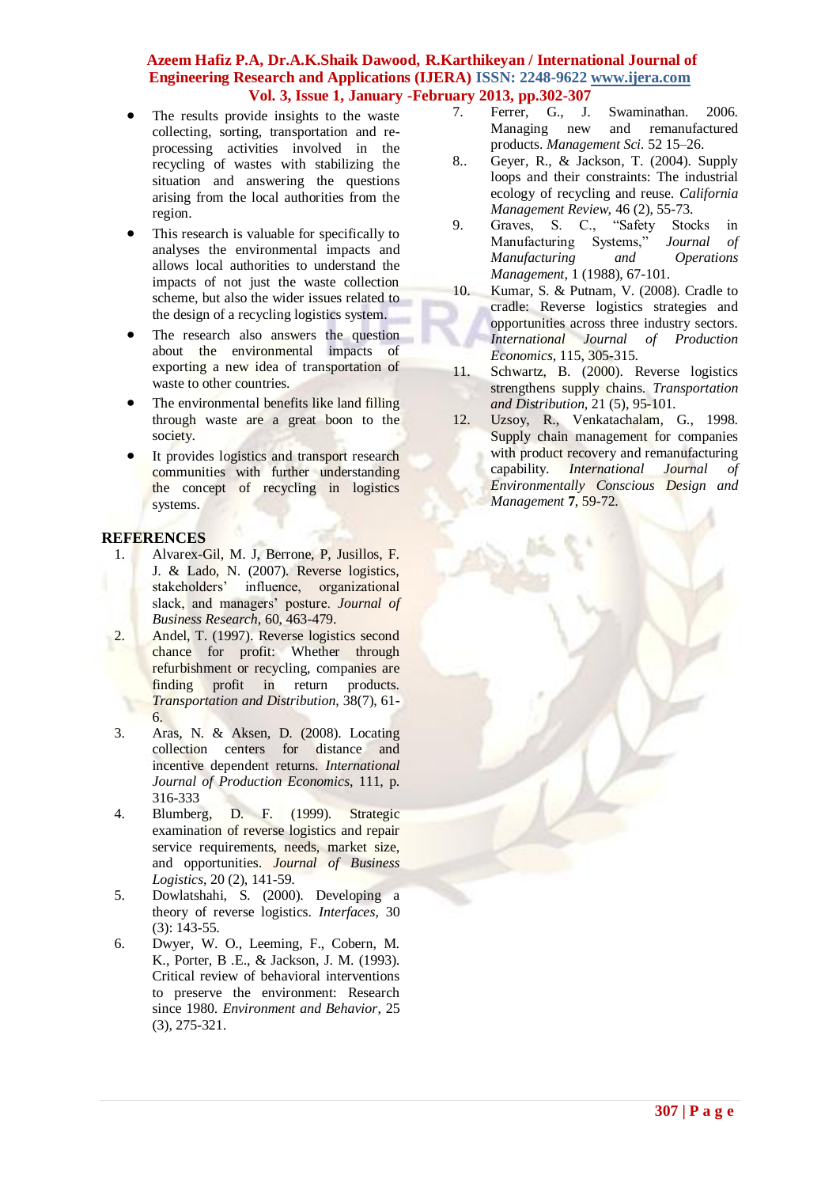- The results provide insights to the waste collecting, sorting, transportation and re-processing activities involved in the recycling of wastes with stabilizing the situation and answering the questions arising from the local authorities from the region.
- This research is valuable for specifically to analyses the environmental impacts and allows local authorities to understand the impacts of not just the waste collection scheme, but also the wider issues related to the design of a recycling logistics system.
- The research also answers the question about the environmental impacts of exporting a new idea of transportation of waste to other countries.
- The environmental benefits like land filling through waste are a great boon to the society.
- It provides logistics and transport research communities with further understanding the concept of recycling in logistics systems.

## REFERENCES

1. Alvarex-Gil, M. J, Berrone, P, Jusillos, F. J. & Lado, N. (2007). Reverse logistics, stakeholders' influence, organizational slack, and managers' posture. *Journal of Business Research*, 60, 463-479.
2. Andel, T. (1997). Reverse logistics second chance for profit: Whether through refurbishment or recycling, companies are finding profit in return products. *Transportation and Distribution*, 38(7), 61-6.
3. Aras, N. & Aksen, D. (2008). Locating collection centers for distance and incentive dependent returns. *International Journal of Production Economics*, 111, p. 316-333
4. Blumberg, D. F. (1999). Strategic examination of reverse logistics and repair service requirements, needs, market size, and opportunities. *Journal of Business Logistics*, 20 (2), 141-59.
5. Dowlatshahi, S. (2000). Developing a theory of reverse logistics. *Interfaces*, 30 (3): 143-55.
6. Dwyer, W. O., Leeming, F., Cobern, M. K., Porter, B .E., & Jackson, J. M. (1993). Critical review of behavioral interventions to preserve the environment: Research since 1980. *Environment and Behavior*, 25 (3), 275-321.
7. Ferrer, G., J. Swaminathan. 2006. Managing new and remanufactured products. *Management Sci.* 52 15–26.
8. Geyer, R., & Jackson, T. (2004). Supply loops and their constraints: The industrial ecology of recycling and reuse. *California Management Review*, 46 (2), 55-73.
9. Graves, S. C., "Safety Stocks in Manufacturing Systems," *Journal of Manufacturing and Operations Management*, 1 (1988), 67-101.
10. Kumar, S. & Putnam, V. (2008). Cradle to cradle: Reverse logistics strategies and opportunities across three industry sectors. *International Journal of Production Economics*, 115, 305-315.
11. Schwartz, B. (2000). Reverse logistics strengthens supply chains. *Transportation and Distribution*, 21 (5), 95-101.
12. Uzsoy, R., Venkatachalam, G., 1998. Supply chain management for companies with product recovery and remanufacturing capability. *International Journal of Environmentally Conscious Design and Management* **7**, 59-72.